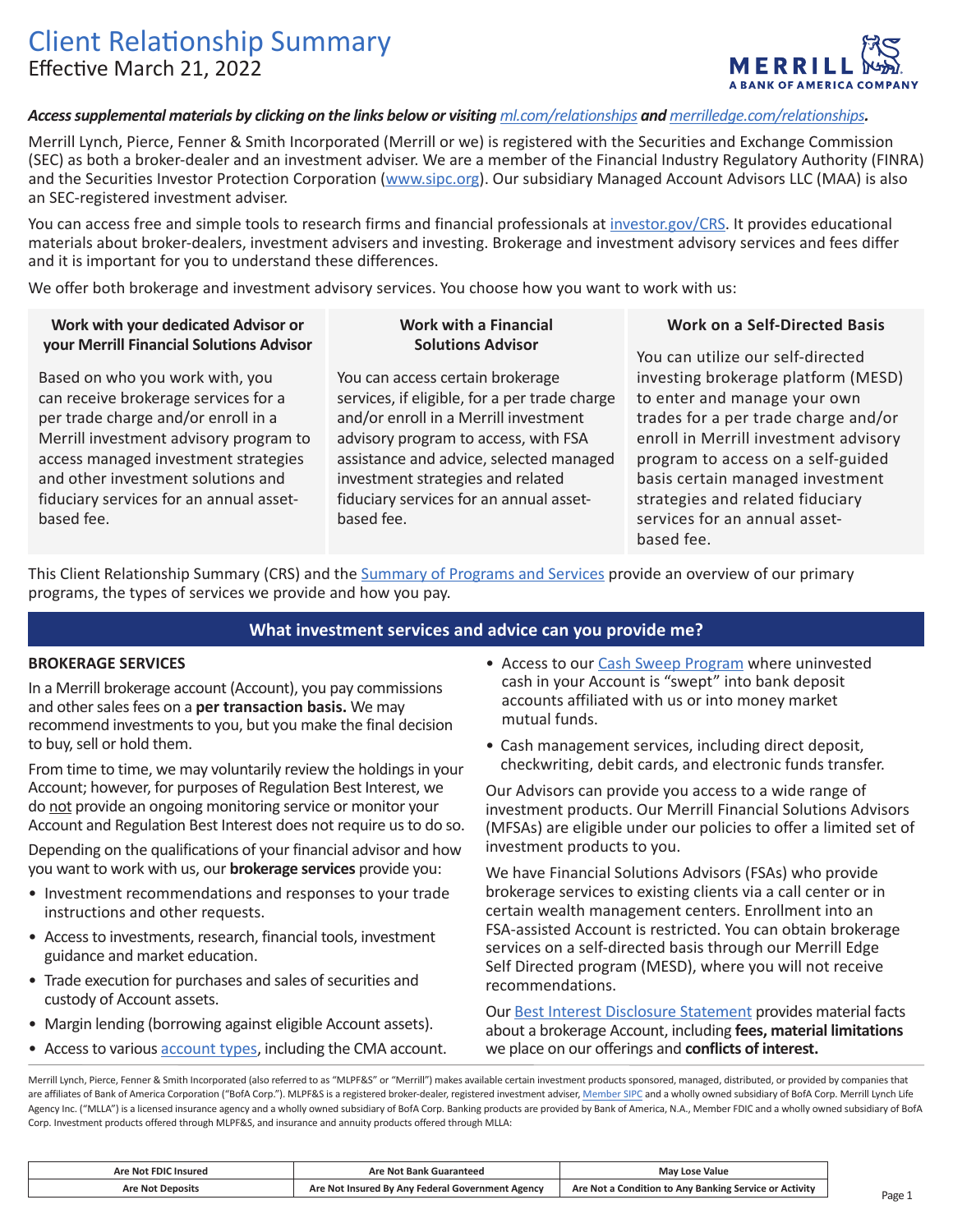# Client Relationship Summary

Effective March 21, 2022

***Access supplemental materials by clicking on the links below or visiting ml.com/relationships and merrilledge.com/relationships.***

Merrill Lynch, Pierce, Fenner & Smith Incorporated (Merrill or we) is registered with the Securities and Exchange Commission (SEC) as both a broker-dealer and an investment adviser. We are a member of the Financial Industry Regulatory Authority (FINRA) and the Securities Investor Protection Corporation (www.sipc.org). Our subsidiary Managed Account Advisors LLC (MAA) is also an SEC-registered investment adviser.

You can access free and simple tools to research firms and financial professionals at investor.gov/CRS. It provides educational materials about broker-dealers, investment advisers and investing. Brokerage and investment advisory services and fees differ and it is important for you to understand these differences.

We offer both brokerage and investment advisory services. You choose how you want to work with us:

| Work with your dedicated Advisor or your Merrill Financial Solutions Advisor | Work with a Financial Solutions Advisor | Work on a Self-Directed Basis |
|---|---|---|
| Based on who you work with, you can receive brokerage services for a per trade charge and/or enroll in a Merrill investment advisory program to access managed investment strategies and other investment solutions and fiduciary services for an annual asset-based fee. | You can access certain brokerage services, if eligible, for a per trade charge and/or enroll in a Merrill investment advisory program to access, with FSA assistance and advice, selected managed investment strategies and related fiduciary services for an annual asset-based fee. | You can utilize our self-directed investing brokerage platform (MESD) to enter and manage your own trades for a per trade charge and/or enroll in Merrill investment advisory program to access on a self-guided basis certain managed investment strategies and related fiduciary services for an annual asset-based fee. |

This Client Relationship Summary (CRS) and the Summary of Programs and Services provide an overview of our primary programs, the types of services we provide and how you pay.

## What investment services and advice can you provide me?

### BROKERAGE SERVICES

In a Merrill brokerage account (Account), you pay commissions and other sales fees on a **per transaction basis.** We may recommend investments to you, but you make the final decision to buy, sell or hold them.

From time to time, we may voluntarily review the holdings in your Account; however, for purposes of Regulation Best Interest, we do not provide an ongoing monitoring service or monitor your Account and Regulation Best Interest does not require us to do so.

Depending on the qualifications of your financial advisor and how you want to work with us, our **brokerage services** provide you:

- Investment recommendations and responses to your trade instructions and other requests.
- Access to investments, research, financial tools, investment guidance and market education.
- Trade execution for purchases and sales of securities and custody of Account assets.
- Margin lending (borrowing against eligible Account assets).
- Access to various account types, including the CMA account.
- Access to our Cash Sweep Program where uninvested cash in your Account is "swept" into bank deposit accounts affiliated with us or into money market mutual funds.
- Cash management services, including direct deposit, checkwriting, debit cards, and electronic funds transfer.

Our Advisors can provide you access to a wide range of investment products. Our Merrill Financial Solutions Advisors (MFSAs) are eligible under our policies to offer a limited set of investment products to you.

We have Financial Solutions Advisors (FSAs) who provide brokerage services to existing clients via a call center or in certain wealth management centers. Enrollment into an FSA-assisted Account is restricted. You can obtain brokerage services on a self-directed basis through our Merrill Edge Self Directed program (MESD), where you will not receive recommendations.

Our Best Interest Disclosure Statement provides material facts about a brokerage Account, including **fees, material limitations** we place on our offerings and **conflicts of interest.**

Merrill Lynch, Pierce, Fenner & Smith Incorporated (also referred to as "MLPF&S" or "Merrill") makes available certain investment products sponsored, managed, distributed, or provided by companies that are affiliates of Bank of America Corporation ("BofA Corp."). MLPF&S is a registered broker-dealer, registered investment adviser, Member SIPC and a wholly owned subsidiary of BofA Corp. Merrill Lynch Life Agency Inc. ("MLLA") is a licensed insurance agency and a wholly owned subsidiary of BofA Corp. Banking products are provided by Bank of America, N.A., Member FDIC and a wholly owned subsidiary of BofA Corp. Investment products offered through MLPF&S, and insurance and annuity products offered through MLLA:

| Are Not FDIC Insured | Are Not Bank Guaranteed | May Lose Value |
|---|---|---|
| Are Not Deposits | Are Not Insured By Any Federal Government Agency | Are Not a Condition to Any Banking Service or Activity |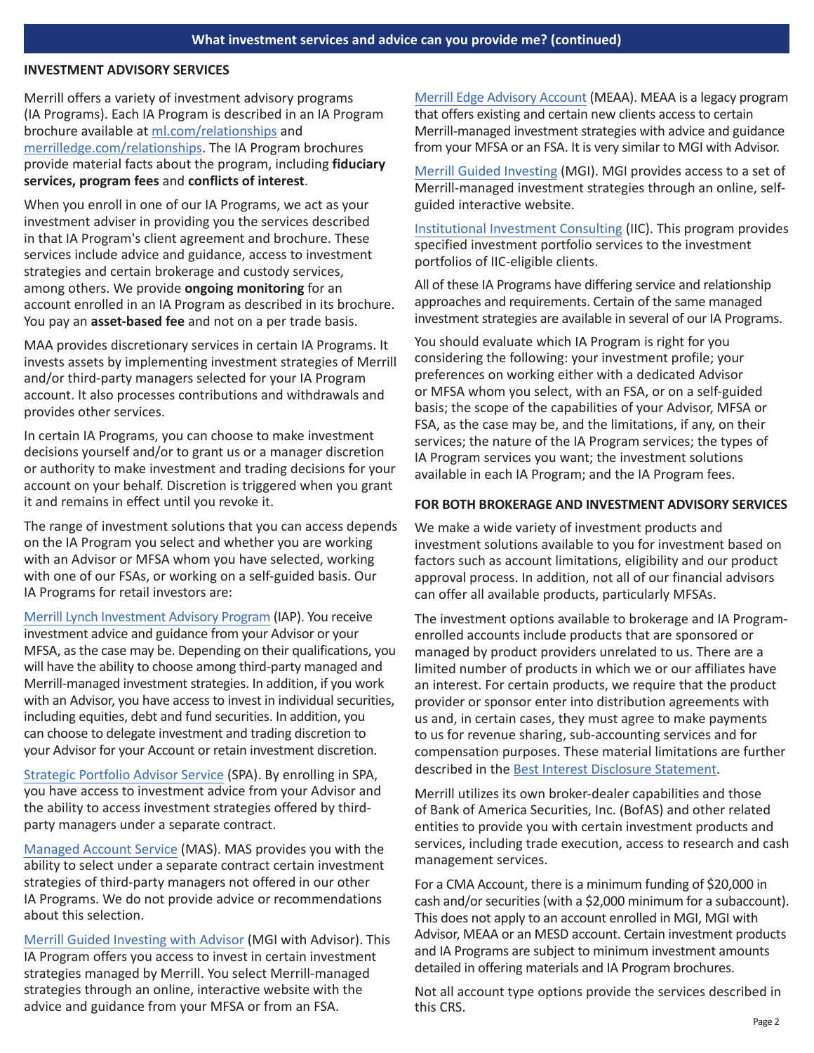## What investment services and advice can you provide me? (continued)

### INVESTMENT ADVISORY SERVICES

Merrill offers a variety of investment advisory programs (IA Programs). Each IA Program is described in an IA Program brochure available at ml.com/relationships and merrilledge.com/relationships. The IA Program brochures provide material facts about the program, including **fiduciary services, program fees** and **conflicts of interest**.

When you enroll in one of our IA Programs, we act as your investment adviser in providing you the services described in that IA Program's client agreement and brochure. These services include advice and guidance, access to investment strategies and certain brokerage and custody services, among others. We provide **ongoing monitoring** for an account enrolled in an IA Program as described in its brochure. You pay an **asset-based fee** and not on a per trade basis.

MAA provides discretionary services in certain IA Programs. It invests assets by implementing investment strategies of Merrill and/or third-party managers selected for your IA Program account. It also processes contributions and withdrawals and provides other services.

In certain IA Programs, you can choose to make investment decisions yourself and/or to grant us or a manager discretion or authority to make investment and trading decisions for your account on your behalf. Discretion is triggered when you grant it and remains in effect until you revoke it.

The range of investment solutions that you can access depends on the IA Program you select and whether you are working with an Advisor or MFSA whom you have selected, working with one of our FSAs, or working on a self-guided basis. Our IA Programs for retail investors are:

Merrill Lynch Investment Advisory Program (IAP). You receive investment advice and guidance from your Advisor or your MFSA, as the case may be. Depending on their qualifications, you will have the ability to choose among third-party managed and Merrill-managed investment strategies. In addition, if you work with an Advisor, you have access to invest in individual securities, including equities, debt and fund securities. In addition, you can choose to delegate investment and trading discretion to your Advisor for your Account or retain investment discretion.

Strategic Portfolio Advisor Service (SPA). By enrolling in SPA, you have access to investment advice from your Advisor and the ability to access investment strategies offered by third-party managers under a separate contract.

Managed Account Service (MAS). MAS provides you with the ability to select under a separate contract certain investment strategies of third-party managers not offered in our other IA Programs. We do not provide advice or recommendations about this selection.

Merrill Guided Investing with Advisor (MGI with Advisor). This IA Program offers you access to invest in certain investment strategies managed by Merrill. You select Merrill-managed strategies through an online, interactive website with the advice and guidance from your MFSA or from an FSA.

Merrill Edge Advisory Account (MEAA). MEAA is a legacy program that offers existing and certain new clients access to certain Merrill-managed investment strategies with advice and guidance from your MFSA or an FSA. It is very similar to MGI with Advisor.

Merrill Guided Investing (MGI). MGI provides access to a set of Merrill-managed investment strategies through an online, self-guided interactive website.

Institutional Investment Consulting (IIC). This program provides specified investment portfolio services to the investment portfolios of IIC-eligible clients.

All of these IA Programs have differing service and relationship approaches and requirements. Certain of the same managed investment strategies are available in several of our IA Programs.

You should evaluate which IA Program is right for you considering the following: your investment profile; your preferences on working either with a dedicated Advisor or MFSA whom you select, with an FSA, or on a self-guided basis; the scope of the capabilities of your Advisor, MFSA or FSA, as the case may be, and the limitations, if any, on their services; the nature of the IA Program services; the types of IA Program services you want; the investment solutions available in each IA Program; and the IA Program fees.

### FOR BOTH BROKERAGE AND INVESTMENT ADVISORY SERVICES

We make a wide variety of investment products and investment solutions available to you for investment based on factors such as account limitations, eligibility and our product approval process. In addition, not all of our financial advisors can offer all available products, particularly MFSAs.

The investment options available to brokerage and IA Program-enrolled accounts include products that are sponsored or managed by product providers unrelated to us. There are a limited number of products in which we or our affiliates have an interest. For certain products, we require that the product provider or sponsor enter into distribution agreements with us and, in certain cases, they must agree to make payments to us for revenue sharing, sub-accounting services and for compensation purposes. These material limitations are further described in the Best Interest Disclosure Statement.

Merrill utilizes its own broker-dealer capabilities and those of Bank of America Securities, Inc. (BofAS) and other related entities to provide you with certain investment products and services, including trade execution, access to research and cash management services.

For a CMA Account, there is a minimum funding of $20,000 in cash and/or securities (with a $2,000 minimum for a subaccount). This does not apply to an account enrolled in MGI, MGI with Advisor, MEAA or an MESD account. Certain investment products and IA Programs are subject to minimum investment amounts detailed in offering materials and IA Program brochures.

Not all account type options provide the services described in this CRS.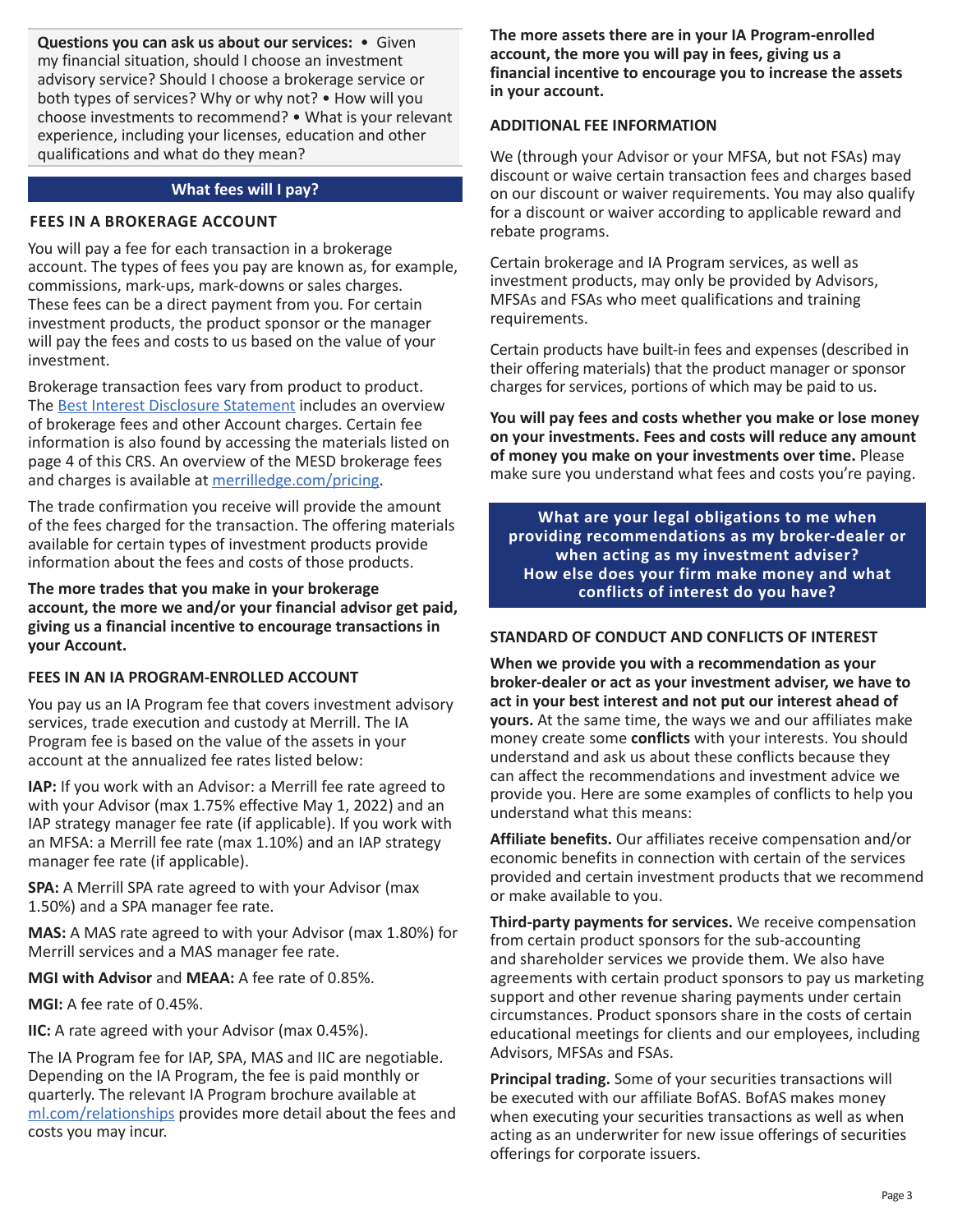**Questions you can ask us about our services:** • Given my financial situation, should I choose an investment advisory service? Should I choose a brokerage service or both types of services? Why or why not? • How will you choose investments to recommend? • What is your relevant experience, including your licenses, education and other qualifications and what do they mean?

## What fees will I pay?

### FEES IN A BROKERAGE ACCOUNT

You will pay a fee for each transaction in a brokerage account. The types of fees you pay are known as, for example, commissions, mark-ups, mark-downs or sales charges. These fees can be a direct payment from you. For certain investment products, the product sponsor or the manager will pay the fees and costs to us based on the value of your investment.

Brokerage transaction fees vary from product to product. The Best Interest Disclosure Statement includes an overview of brokerage fees and other Account charges. Certain fee information is also found by accessing the materials listed on page 4 of this CRS. An overview of the MESD brokerage fees and charges is available at merrilledge.com/pricing.

The trade confirmation you receive will provide the amount of the fees charged for the transaction. The offering materials available for certain types of investment products provide information about the fees and costs of those products.

**The more trades that you make in your brokerage account, the more we and/or your financial advisor get paid, giving us a financial incentive to encourage transactions in your Account.**

### FEES IN AN IA PROGRAM-ENROLLED ACCOUNT

You pay us an IA Program fee that covers investment advisory services, trade execution and custody at Merrill. The IA Program fee is based on the value of the assets in your account at the annualized fee rates listed below:

**IAP:** If you work with an Advisor: a Merrill fee rate agreed to with your Advisor (max 1.75% effective May 1, 2022) and an IAP strategy manager fee rate (if applicable). If you work with an MFSA: a Merrill fee rate (max 1.10%) and an IAP strategy manager fee rate (if applicable).

**SPA:** A Merrill SPA rate agreed to with your Advisor (max 1.50%) and a SPA manager fee rate.

**MAS:** A MAS rate agreed to with your Advisor (max 1.80%) for Merrill services and a MAS manager fee rate.

**MGI with Advisor** and **MEAA:** A fee rate of 0.85%.

**MGI:** A fee rate of 0.45%.

**IIC:** A rate agreed with your Advisor (max 0.45%).

The IA Program fee for IAP, SPA, MAS and IIC are negotiable. Depending on the IA Program, the fee is paid monthly or quarterly. The relevant IA Program brochure available at ml.com/relationships provides more detail about the fees and costs you may incur.

**The more assets there are in your IA Program-enrolled account, the more you will pay in fees, giving us a financial incentive to encourage you to increase the assets in your account.**

### ADDITIONAL FEE INFORMATION

We (through your Advisor or your MFSA, but not FSAs) may discount or waive certain transaction fees and charges based on our discount or waiver requirements. You may also qualify for a discount or waiver according to applicable reward and rebate programs.

Certain brokerage and IA Program services, as well as investment products, may only be provided by Advisors, MFSAs and FSAs who meet qualifications and training requirements.

Certain products have built-in fees and expenses (described in their offering materials) that the product manager or sponsor charges for services, portions of which may be paid to us.

**You will pay fees and costs whether you make or lose money on your investments. Fees and costs will reduce any amount of money you make on your investments over time.** Please make sure you understand what fees and costs you're paying.

## What are your legal obligations to me when providing recommendations as my broker-dealer or when acting as my investment adviser? How else does your firm make money and what conflicts of interest do you have?

### STANDARD OF CONDUCT AND CONFLICTS OF INTEREST

**When we provide you with a recommendation as your broker-dealer or act as your investment adviser, we have to act in your best interest and not put our interest ahead of yours.** At the same time, the ways we and our affiliates make money create some **conflicts** with your interests. You should understand and ask us about these conflicts because they can affect the recommendations and investment advice we provide you. Here are some examples of conflicts to help you understand what this means:

**Affiliate benefits.** Our affiliates receive compensation and/or economic benefits in connection with certain of the services provided and certain investment products that we recommend or make available to you.

**Third-party payments for services.** We receive compensation from certain product sponsors for the sub-accounting and shareholder services we provide them. We also have agreements with certain product sponsors to pay us marketing support and other revenue sharing payments under certain circumstances. Product sponsors share in the costs of certain educational meetings for clients and our employees, including Advisors, MFSAs and FSAs.

**Principal trading.** Some of your securities transactions will be executed with our affiliate BofAS. BofAS makes money when executing your securities transactions as well as when acting as an underwriter for new issue offerings of securities offerings for corporate issuers.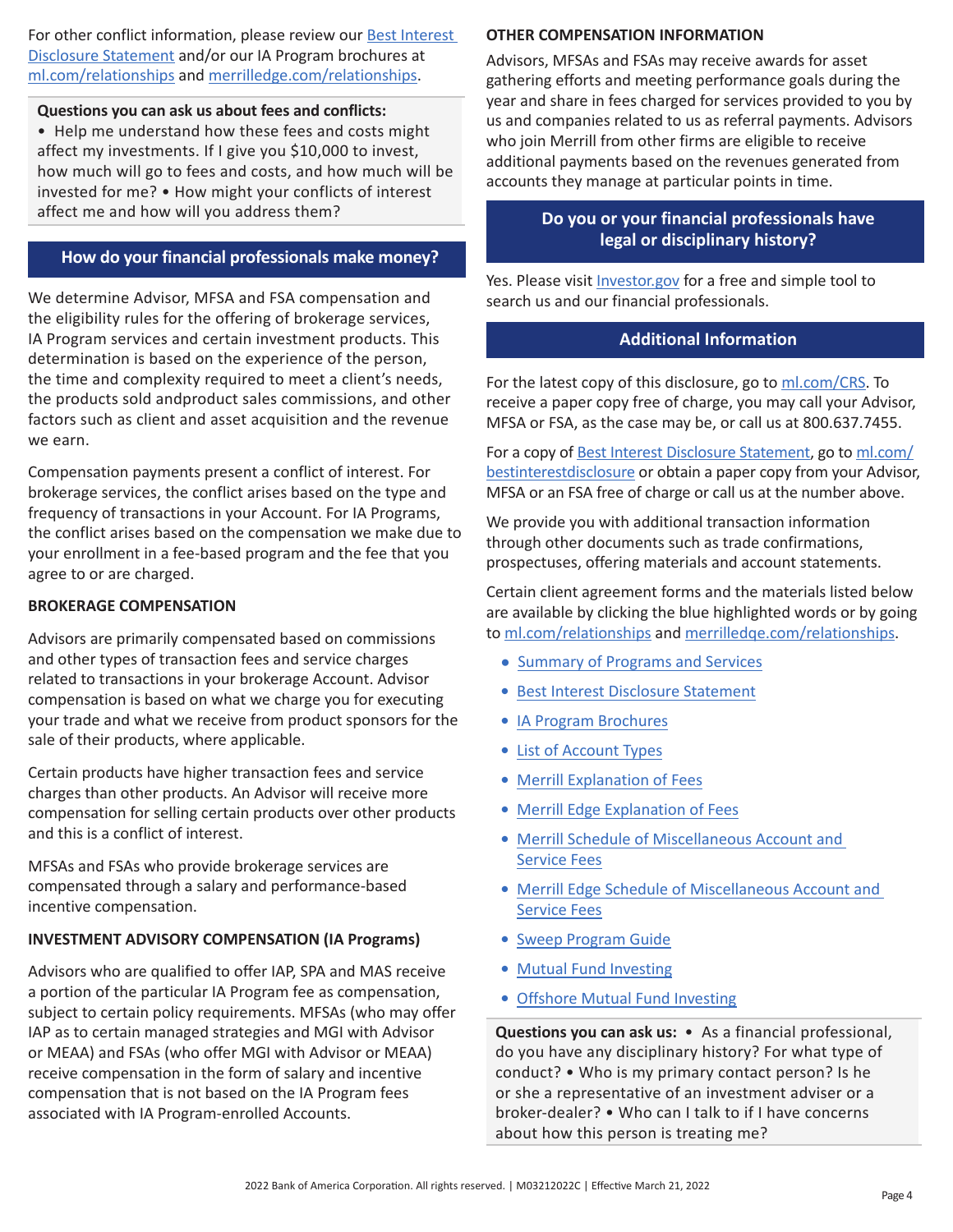For other conflict information, please review our Best Interest Disclosure Statement and/or our IA Program brochures at ml.com/relationships and merrilledge.com/relationships.

**Questions you can ask us about fees and conflicts:**
• Help me understand how these fees and costs might affect my investments. If I give you $10,000 to invest, how much will go to fees and costs, and how much will be invested for me? • How might your conflicts of interest affect me and how will you address them?

## How do your financial professionals make money?

We determine Advisor, MFSA and FSA compensation and the eligibility rules for the offering of brokerage services, IA Program services and certain investment products. This determination is based on the experience of the person, the time and complexity required to meet a client's needs, the products sold andproduct sales commissions, and other factors such as client and asset acquisition and the revenue we earn.

Compensation payments present a conflict of interest. For brokerage services, the conflict arises based on the type and frequency of transactions in your Account. For IA Programs, the conflict arises based on the compensation we make due to your enrollment in a fee-based program and the fee that you agree to or are charged.

### BROKERAGE COMPENSATION

Advisors are primarily compensated based on commissions and other types of transaction fees and service charges related to transactions in your brokerage Account. Advisor compensation is based on what we charge you for executing your trade and what we receive from product sponsors for the sale of their products, where applicable.

Certain products have higher transaction fees and service charges than other products. An Advisor will receive more compensation for selling certain products over other products and this is a conflict of interest.

MFSAs and FSAs who provide brokerage services are compensated through a salary and performance-based incentive compensation.

### INVESTMENT ADVISORY COMPENSATION (IA Programs)

Advisors who are qualified to offer IAP, SPA and MAS receive a portion of the particular IA Program fee as compensation, subject to certain policy requirements. MFSAs (who may offer IAP as to certain managed strategies and MGI with Advisor or MEAA) and FSAs (who offer MGI with Advisor or MEAA) receive compensation in the form of salary and incentive compensation that is not based on the IA Program fees associated with IA Program-enrolled Accounts.

### OTHER COMPENSATION INFORMATION

Advisors, MFSAs and FSAs may receive awards for asset gathering efforts and meeting performance goals during the year and share in fees charged for services provided to you by us and companies related to us as referral payments. Advisors who join Merrill from other firms are eligible to receive additional payments based on the revenues generated from accounts they manage at particular points in time.

## Do you or your financial professionals have legal or disciplinary history?

Yes. Please visit Investor.gov for a free and simple tool to search us and our financial professionals.

## Additional Information

For the latest copy of this disclosure, go to ml.com/CRS. To receive a paper copy free of charge, you may call your Advisor, MFSA or FSA, as the case may be, or call us at 800.637.7455.

For a copy of Best Interest Disclosure Statement, go to ml.com/bestinterestdisclosure or obtain a paper copy from your Advisor, MFSA or an FSA free of charge or call us at the number above.

We provide you with additional transaction information through other documents such as trade confirmations, prospectuses, offering materials and account statements.

Certain client agreement forms and the materials listed below are available by clicking the blue highlighted words or by going to ml.com/relationships and merrilledge.com/relationships.

- Summary of Programs and Services
- Best Interest Disclosure Statement
- IA Program Brochures
- List of Account Types
- Merrill Explanation of Fees
- Merrill Edge Explanation of Fees
- Merrill Schedule of Miscellaneous Account and Service Fees
- Merrill Edge Schedule of Miscellaneous Account and Service Fees
- Sweep Program Guide
- Mutual Fund Investing
- Offshore Mutual Fund Investing

**Questions you can ask us:** • As a financial professional, do you have any disciplinary history? For what type of conduct? • Who is my primary contact person? Is he or she a representative of an investment adviser or a broker-dealer? • Who can I talk to if I have concerns about how this person is treating me?

2022 Bank of America Corporation. All rights reserved. | M03212022C | Effective March 21, 2022